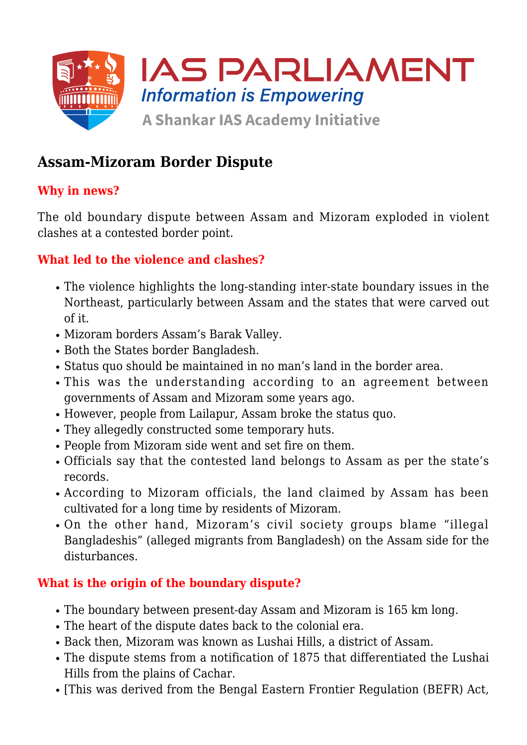# Assam-Mizoram Border Dispute

## Why in news?

The old boundary dispute between Assam and Mizoram exploded in violent clashes at a contested border point.

## What led to the violence and clashes?

- The violence highlights the long-standing inter-state boundary issues in the Northeast, particularly between Assam and the states that were carved out of it.
- Mizoram borders Assam's Barak Valley.
- Both the States border Bangladesh.
- Status quo should be maintained in no man's land in the border area.
- This was the understanding according to an agreement between governments of Assam and Mizoram some years ago.
- However, people from Lailapur, Assam broke the status quo.
- They allegedly constructed some temporary huts.
- People from Mizoram side went and set fire on them.
- Officials say that the contested land belongs to Assam as per the state's records.
- According to Mizoram officials, the land claimed by Assam has been cultivated for a long time by residents of Mizoram.
- On the other hand, Mizoram's civil society groups blame "illegal Bangladeshis" (alleged migrants from Bangladesh) on the Assam side for the disturbances.

## What is the origin of the boundary dispute?

- The boundary between present-day Assam and Mizoram is 165 km long.
- The heart of the dispute dates back to the colonial era.
- Back then, Mizoram was known as Lushai Hills, a district of Assam.
- The dispute stems from a notification of 1875 that differentiated the Lushai Hills from the plains of Cachar.
- [This was derived from the Bengal Eastern Frontier Regulation (BEFR) Act,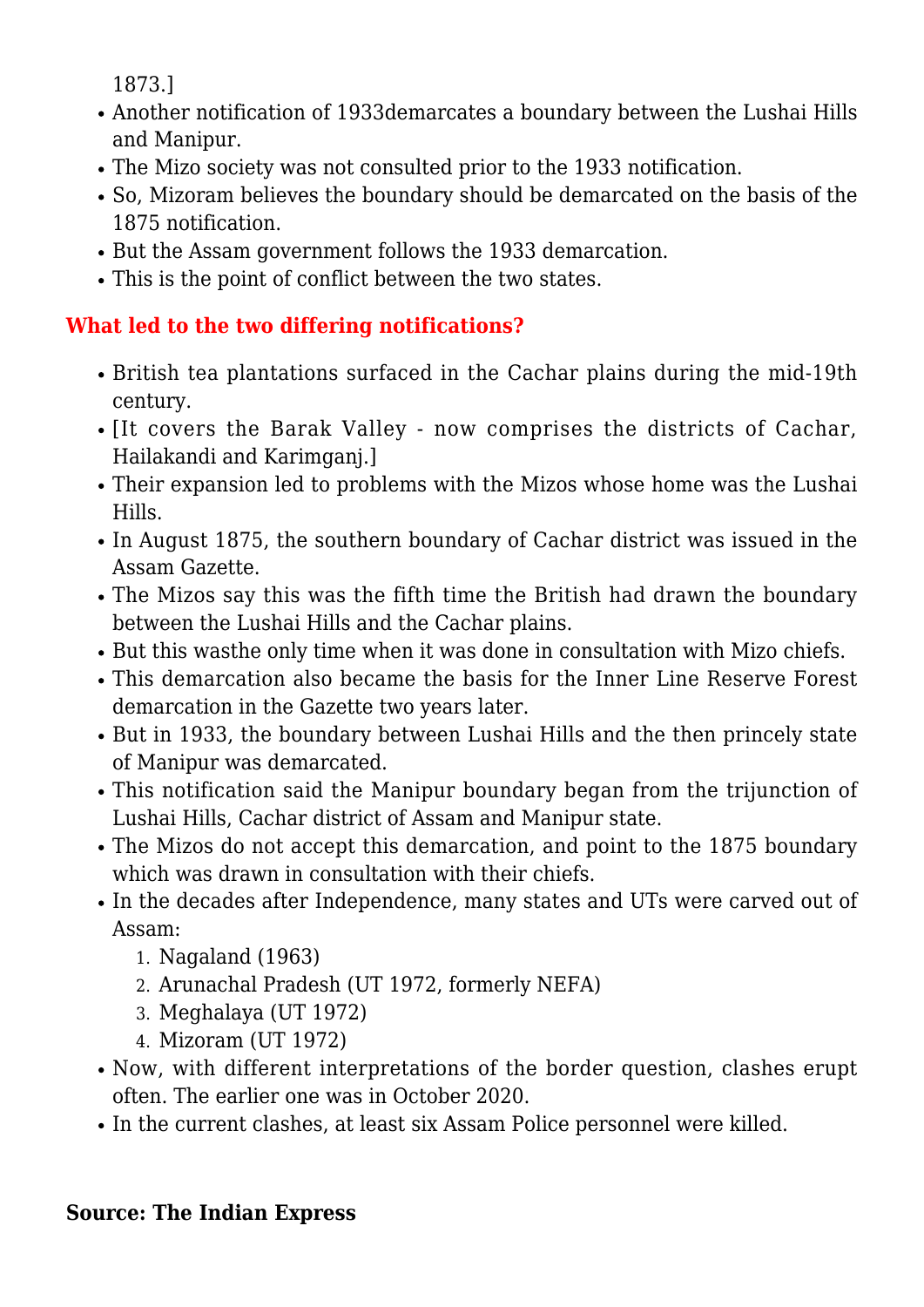1873.]

- Another notification of 1933demarcates a boundary between the Lushai Hills and Manipur.
- The Mizo society was not consulted prior to the 1933 notification.
- So, Mizoram believes the boundary should be demarcated on the basis of the 1875 notification.
- But the Assam government follows the 1933 demarcation.
- This is the point of conflict between the two states.

### What led to the two differing notifications?

- British tea plantations surfaced in the Cachar plains during the mid-19th century.
- [It covers the Barak Valley - now comprises the districts of Cachar, Hailakandi and Karimganj.]
- Their expansion led to problems with the Mizos whose home was the Lushai Hills.
- In August 1875, the southern boundary of Cachar district was issued in the Assam Gazette.
- The Mizos say this was the fifth time the British had drawn the boundary between the Lushai Hills and the Cachar plains.
- But this wasthe only time when it was done in consultation with Mizo chiefs.
- This demarcation also became the basis for the Inner Line Reserve Forest demarcation in the Gazette two years later.
- But in 1933, the boundary between Lushai Hills and the then princely state of Manipur was demarcated.
- This notification said the Manipur boundary began from the trijunction of Lushai Hills, Cachar district of Assam and Manipur state.
- The Mizos do not accept this demarcation, and point to the 1875 boundary which was drawn in consultation with their chiefs.
- In the decades after Independence, many states and UTs were carved out of Assam:
    1. Nagaland (1963)
    2. Arunachal Pradesh (UT 1972, formerly NEFA)
    3. Meghalaya (UT 1972)
    4. Mizoram (UT 1972)
- Now, with different interpretations of the border question, clashes erupt often. The earlier one was in October 2020.
- In the current clashes, at least six Assam Police personnel were killed.

**Source: The Indian Express**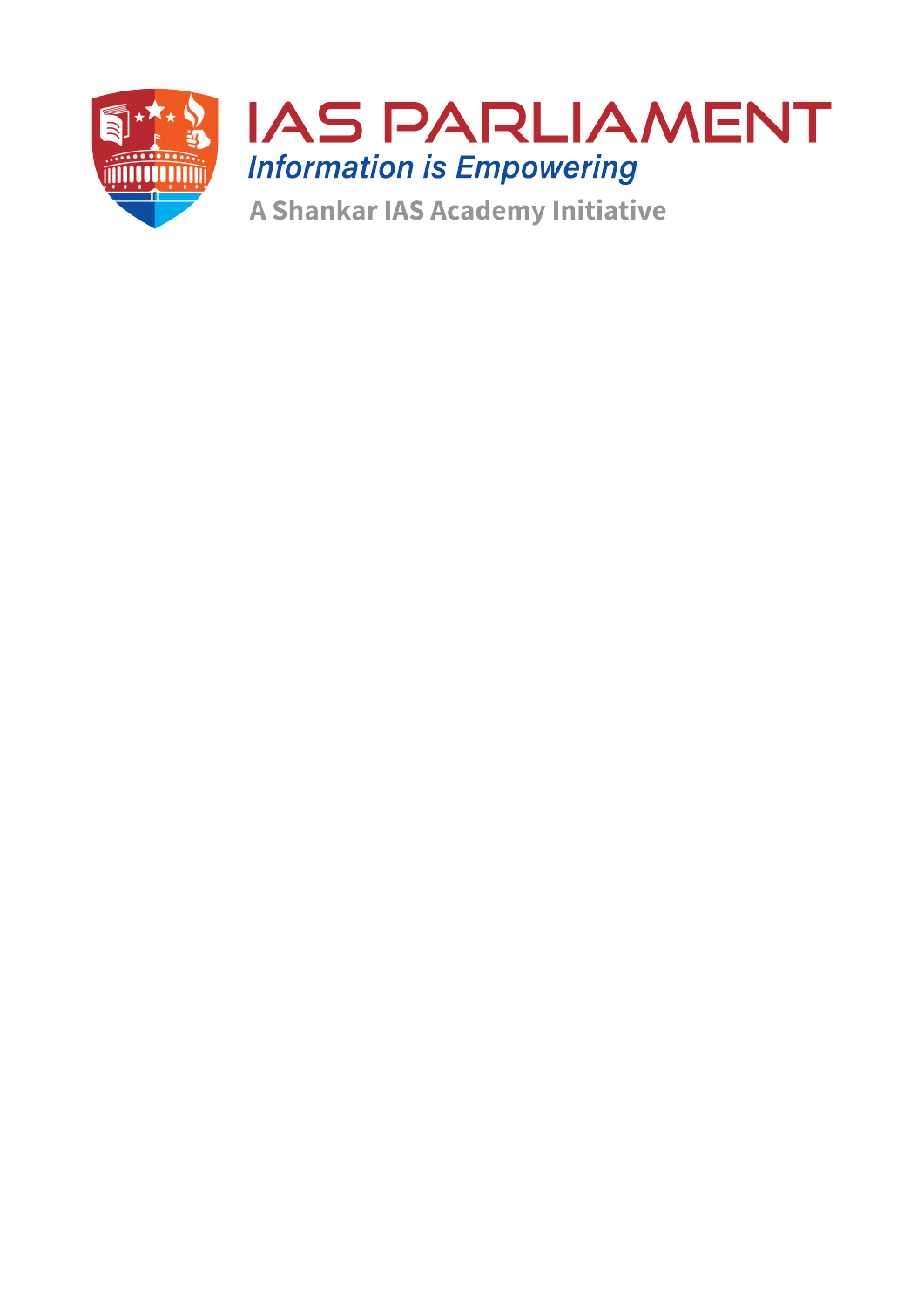IAS PARLIAMENT

*Information is Empowering*

A Shankar IAS Academy Initiative